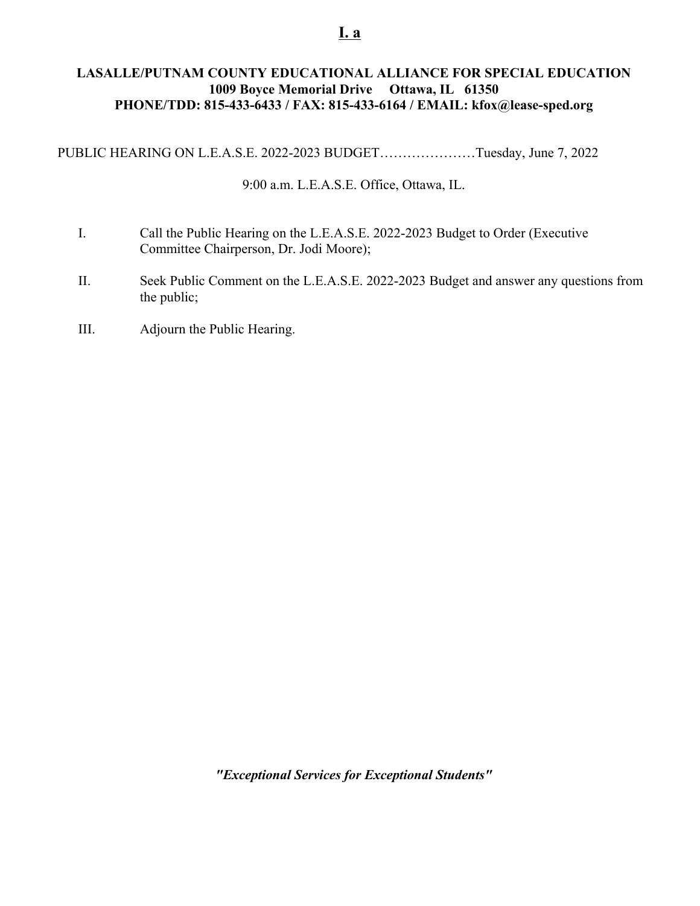**I. a**

**LASALLE/PUTNAM COUNTY EDUCATIONAL ALLIANCE FOR SPECIAL EDUCATION**
**1009 Boyce Memorial Drive Ottawa, IL 61350**
**PHONE/TDD: 815-433-6433 / FAX: 815-433-6164 / EMAIL: kfox@lease-sped.org**

PUBLIC HEARING ON L.E.A.S.E. 2022-2023 BUDGET…………………Tuesday, June 7, 2022

9:00 a.m. L.E.A.S.E. Office, Ottawa, IL.

I. Call the Public Hearing on the L.E.A.S.E. 2022-2023 Budget to Order (Executive Committee Chairperson, Dr. Jodi Moore);

II. Seek Public Comment on the L.E.A.S.E. 2022-2023 Budget and answer any questions from the public;

III. Adjourn the Public Hearing.

***"Exceptional Services for Exceptional Students"***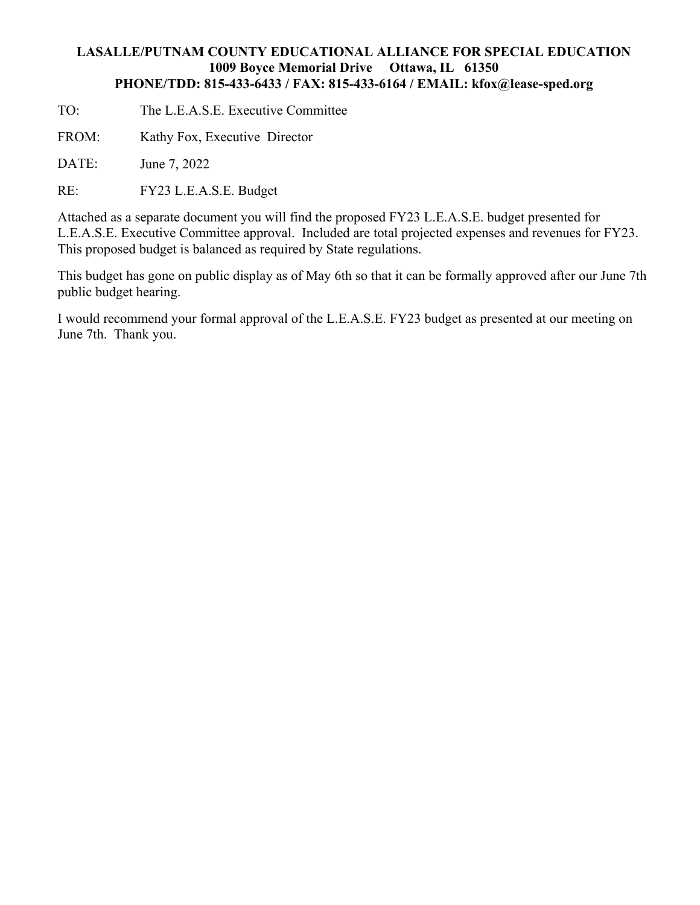**LASALLE/PUTNAM COUNTY EDUCATIONAL ALLIANCE FOR SPECIAL EDUCATION**
**1009 Boyce Memorial Drive Ottawa, IL 61350**
**PHONE/TDD: 815-433-6433 / FAX: 815-433-6164 / EMAIL: kfox@lease-sped.org**

TO: The L.E.A.S.E. Executive Committee

FROM: Kathy Fox, Executive Director

DATE: June 7, 2022

RE: FY23 L.E.A.S.E. Budget

Attached as a separate document you will find the proposed FY23 L.E.A.S.E. budget presented for L.E.A.S.E. Executive Committee approval. Included are total projected expenses and revenues for FY23. This proposed budget is balanced as required by State regulations.

This budget has gone on public display as of May 6th so that it can be formally approved after our June 7th public budget hearing.

I would recommend your formal approval of the L.E.A.S.E. FY23 budget as presented at our meeting on June 7th. Thank you.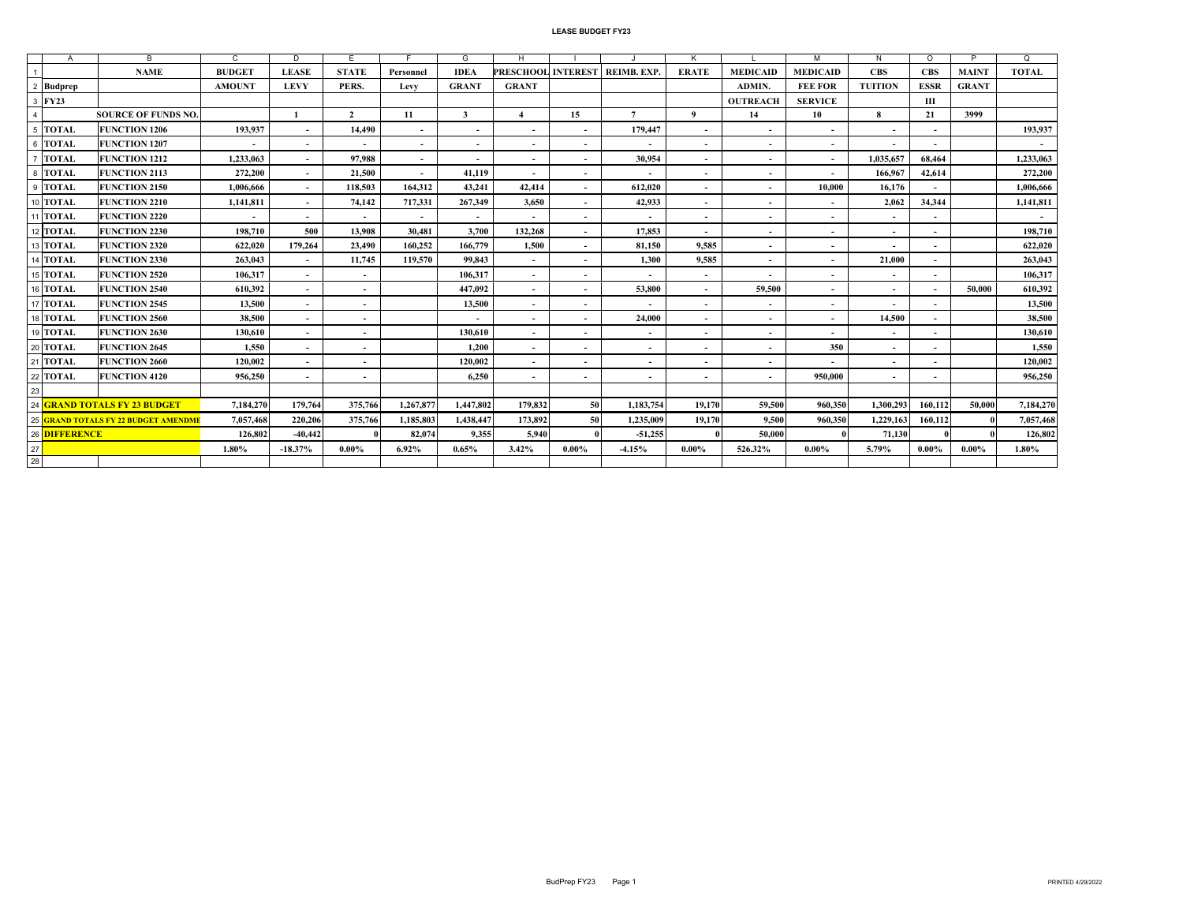# LEASE BUDGET FY23

| | A | B | C | D | E | F | G | H | I | J | K | L | M | N | O | P | Q |
|---|---|---|---|---|---|---|---|---|---|---|---|---|---|---|---|---|---|
| 1 | | NAME | BUDGET | LEASE | STATE | Personnel | IDEA | PRESCHOOL | INTEREST | REIMB. EXP. | ERATE | MEDICAID | MEDICAID | CBS | CBS | MAINT | TOTAL |
| 2 | Budprep | | AMOUNT | LEVY | PERS. | Levy | GRANT | GRANT | | | | ADMIN. | FEE FOR | TUITION | ESSR | GRANT | |
| 3 | FY23 | | | | | | | | | | | OUTREACH | SERVICE | | III | | |
| 4 | | SOURCE OF FUNDS NO. | | 1 | 2 | 11 | 3 | 4 | 15 | 7 | 9 | 14 | 10 | 8 | 21 | 3999 | |
| 5 | TOTAL | FUNCTION 1206 | 193,937 | - | 14,490 | - | - | - | - | 179,447 | - | - | - | - | - | | 193,937 |
| 6 | TOTAL | FUNCTION 1207 | - | - | - | - | - | - | - | - | - | - | - | - | - | | - |
| 7 | TOTAL | FUNCTION 1212 | 1,233,063 | - | 97,988 | - | - | - | - | 30,954 | - | - | - | 1,035,657 | 68,464 | | 1,233,063 |
| 8 | TOTAL | FUNCTION 2113 | 272,200 | - | 21,500 | - | 41,119 | - | - | - | - | - | - | 166,967 | 42,614 | | 272,200 |
| 9 | TOTAL | FUNCTION 2150 | 1,006,666 | - | 118,503 | 164,312 | 43,241 | 42,414 | - | 612,020 | - | - | 10,000 | 16,176 | - | | 1,006,666 |
| 10 | TOTAL | FUNCTION 2210 | 1,141,811 | - | 74,142 | 717,331 | 267,349 | 3,650 | - | 42,933 | - | - | - | 2,062 | 34,344 | | 1,141,811 |
| 11 | TOTAL | FUNCTION 2220 | - | - | - | - | - | - | - | - | - | - | - | - | - | | - |
| 12 | TOTAL | FUNCTION 2230 | 198,710 | 500 | 13,908 | 30,481 | 3,700 | 132,268 | - | 17,853 | - | - | - | - | - | | 198,710 |
| 13 | TOTAL | FUNCTION 2320 | 622,020 | 179,264 | 23,490 | 160,252 | 166,779 | 1,500 | - | 81,150 | 9,585 | - | - | - | - | | 622,020 |
| 14 | TOTAL | FUNCTION 2330 | 263,043 | - | 11,745 | 119,570 | 99,843 | - | - | 1,300 | 9,585 | - | - | 21,000 | - | | 263,043 |
| 15 | TOTAL | FUNCTION 2520 | 106,317 | - | - | | 106,317 | - | - | - | - | - | - | - | - | | 106,317 |
| 16 | TOTAL | FUNCTION 2540 | 610,392 | - | - | | 447,092 | - | - | 53,800 | - | 59,500 | - | - | - | 50,000 | 610,392 |
| 17 | TOTAL | FUNCTION 2545 | 13,500 | - | - | | 13,500 | - | - | - | - | - | - | - | - | | 13,500 |
| 18 | TOTAL | FUNCTION 2560 | 38,500 | - | - | | - | - | - | 24,000 | - | - | - | 14,500 | - | | 38,500 |
| 19 | TOTAL | FUNCTION 2630 | 130,610 | - | - | | 130,610 | - | - | - | - | - | - | - | - | | 130,610 |
| 20 | TOTAL | FUNCTION 2645 | 1,550 | - | - | | 1,200 | - | - | - | - | - | 350 | - | - | | 1,550 |
| 21 | TOTAL | FUNCTION 2660 | 120,002 | - | - | | 120,002 | - | - | - | - | - | - | - | - | | 120,002 |
| 22 | TOTAL | FUNCTION 4120 | 956,250 | - | - | | 6,250 | - | - | - | - | - | 950,000 | - | - | | 956,250 |
| 23 | | | | | | | | | | | | | | | | | |
| 24 | GRAND TOTALS FY 23 BUDGET | | 7,184,270 | 179,764 | 375,766 | 1,267,877 | 1,447,802 | 179,832 | 50 | 1,183,754 | 19,170 | 59,500 | 960,350 | 1,300,293 | 160,112 | 50,000 | 7,184,270 |
| 25 | GRAND TOTALS FY 22 BUDGET AMENDME | | 7,057,468 | 220,206 | 375,766 | 1,185,803 | 1,438,447 | 173,892 | 50 | 1,235,009 | 19,170 | 9,500 | 960,350 | 1,229,163 | 160,112 | 0 | 7,057,468 |
| 26 | DIFFERENCE | | 126,802 | -40,442 | 0 | 82,074 | 9,355 | 5,940 | 0 | -51,255 | 0 | 50,000 | 0 | 71,130 | 0 | 0 | 126,802 |
| 27 | | | 1.80% | -18.37% | 0.00% | 6.92% | 0.65% | 3.42% | 0.00% | -4.15% | 0.00% | 526.32% | 0.00% | 5.79% | 0.00% | 0.00% | 1.80% |
| 28 | | | | | | | | | | | | | | | | | |

BudPrep FY23

PRINTED 4/29/2022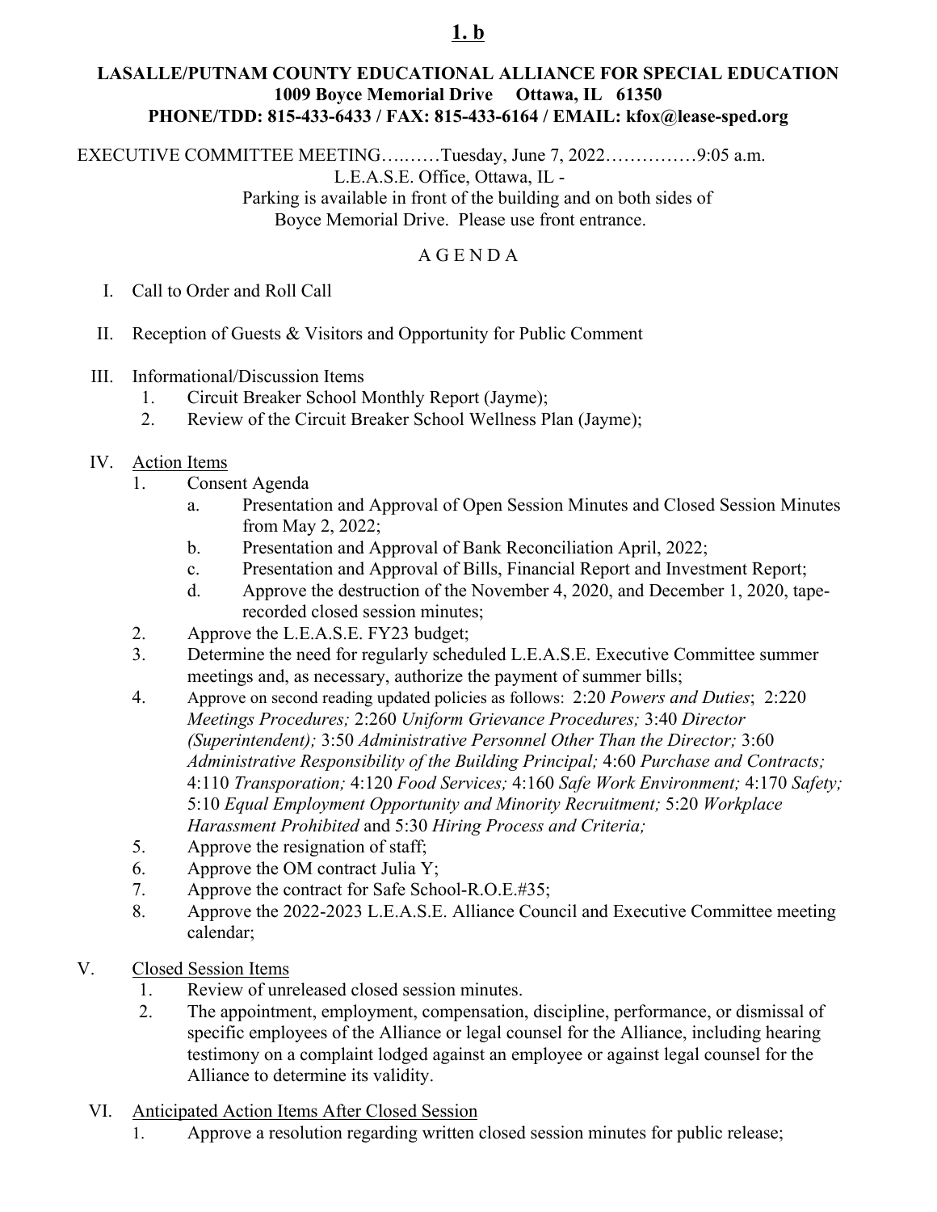**1. b**

**LASALLE/PUTNAM COUNTY EDUCATIONAL ALLIANCE FOR SPECIAL EDUCATION**
**1009 Boyce Memorial Drive Ottawa, IL 61350**
**PHONE/TDD: 815-433-6433 / FAX: 815-433-6164 / EMAIL: kfox@lease-sped.org**

EXECUTIVE COMMITTEE MEETING…..……Tuesday, June 7, 2022……………9:05 a.m.
L.E.A.S.E. Office, Ottawa, IL -
Parking is available in front of the building and on both sides of Boyce Memorial Drive. Please use front entrance.

A G E N D A

I. Call to Order and Roll Call

II. Reception of Guests & Visitors and Opportunity for Public Comment

III. Informational/Discussion Items
   1. Circuit Breaker School Monthly Report (Jayme);
   2. Review of the Circuit Breaker School Wellness Plan (Jayme);

IV. Action Items
   1. Consent Agenda
      a. Presentation and Approval of Open Session Minutes and Closed Session Minutes from May 2, 2022;
      b. Presentation and Approval of Bank Reconciliation April, 2022;
      c. Presentation and Approval of Bills, Financial Report and Investment Report;
      d. Approve the destruction of the November 4, 2020, and December 1, 2020, tape-recorded closed session minutes;
   2. Approve the L.E.A.S.E. FY23 budget;
   3. Determine the need for regularly scheduled L.E.A.S.E. Executive Committee summer meetings and, as necessary, authorize the payment of summer bills;
   4. Approve on second reading updated policies as follows: 2:20 *Powers and Duties*; 2:220 *Meetings Procedures;* 2:260 *Uniform Grievance Procedures;* 3:40 *Director (Superintendent);* 3:50 *Administrative Personnel Other Than the Director;* 3:60 *Administrative Responsibility of the Building Principal;* 4:60 *Purchase and Contracts;* 4:110 *Transporation;* 4:120 *Food Services;* 4:160 *Safe Work Environment;* 4:170 *Safety;* 5:10 *Equal Employment Opportunity and Minority Recruitment;* 5:20 *Workplace Harassment Prohibited* and 5:30 *Hiring Process and Criteria;*
   5. Approve the resignation of staff;
   6. Approve the OM contract Julia Y;
   7. Approve the contract for Safe School-R.O.E.#35;
   8. Approve the 2022-2023 L.E.A.S.E. Alliance Council and Executive Committee meeting calendar;

V. Closed Session Items
   1. Review of unreleased closed session minutes.
   2. The appointment, employment, compensation, discipline, performance, or dismissal of specific employees of the Alliance or legal counsel for the Alliance, including hearing testimony on a complaint lodged against an employee or against legal counsel for the Alliance to determine its validity.

VI. Anticipated Action Items After Closed Session
   1. Approve a resolution regarding written closed session minutes for public release;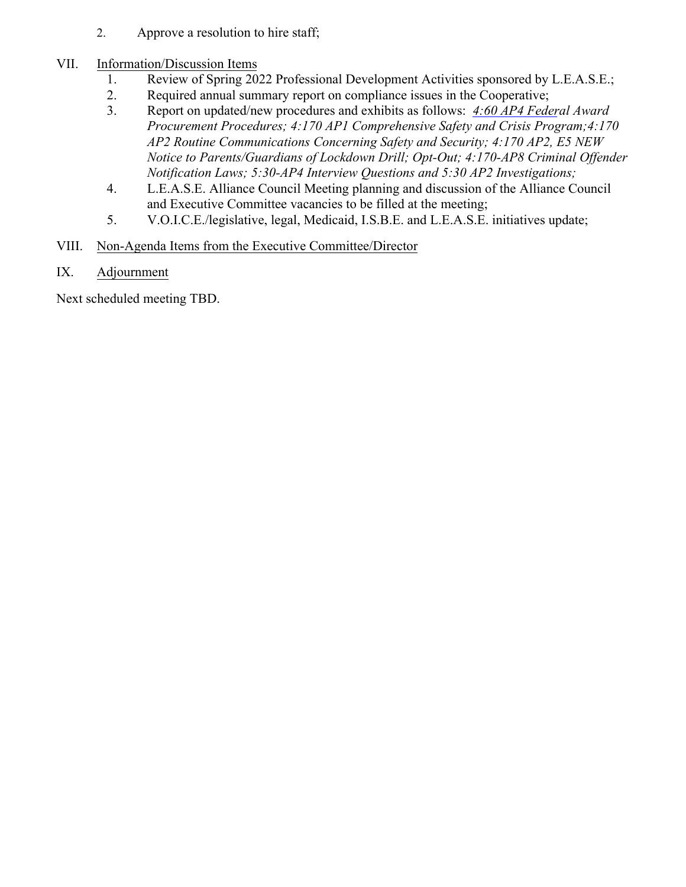2. Approve a resolution to hire staff;

VII. Information/Discussion Items

1. Review of Spring 2022 Professional Development Activities sponsored by L.E.A.S.E.;
2. Required annual summary report on compliance issues in the Cooperative;
3. Report on updated/new procedures and exhibits as follows: *4:60 AP4 Federal Award Procurement Procedures; 4:170 AP1 Comprehensive Safety and Crisis Program;4:170 AP2 Routine Communications Concerning Safety and Security; 4:170 AP2, E5 NEW Notice to Parents/Guardians of Lockdown Drill; Opt-Out; 4:170-AP8 Criminal Offender Notification Laws; 5:30-AP4 Interview Questions and 5:30 AP2 Investigations;*
4. L.E.A.S.E. Alliance Council Meeting planning and discussion of the Alliance Council and Executive Committee vacancies to be filled at the meeting;
5. V.O.I.C.E./legislative, legal, Medicaid, I.S.B.E. and L.E.A.S.E. initiatives update;

VIII. Non-Agenda Items from the Executive Committee/Director

IX. Adjournment

Next scheduled meeting TBD.